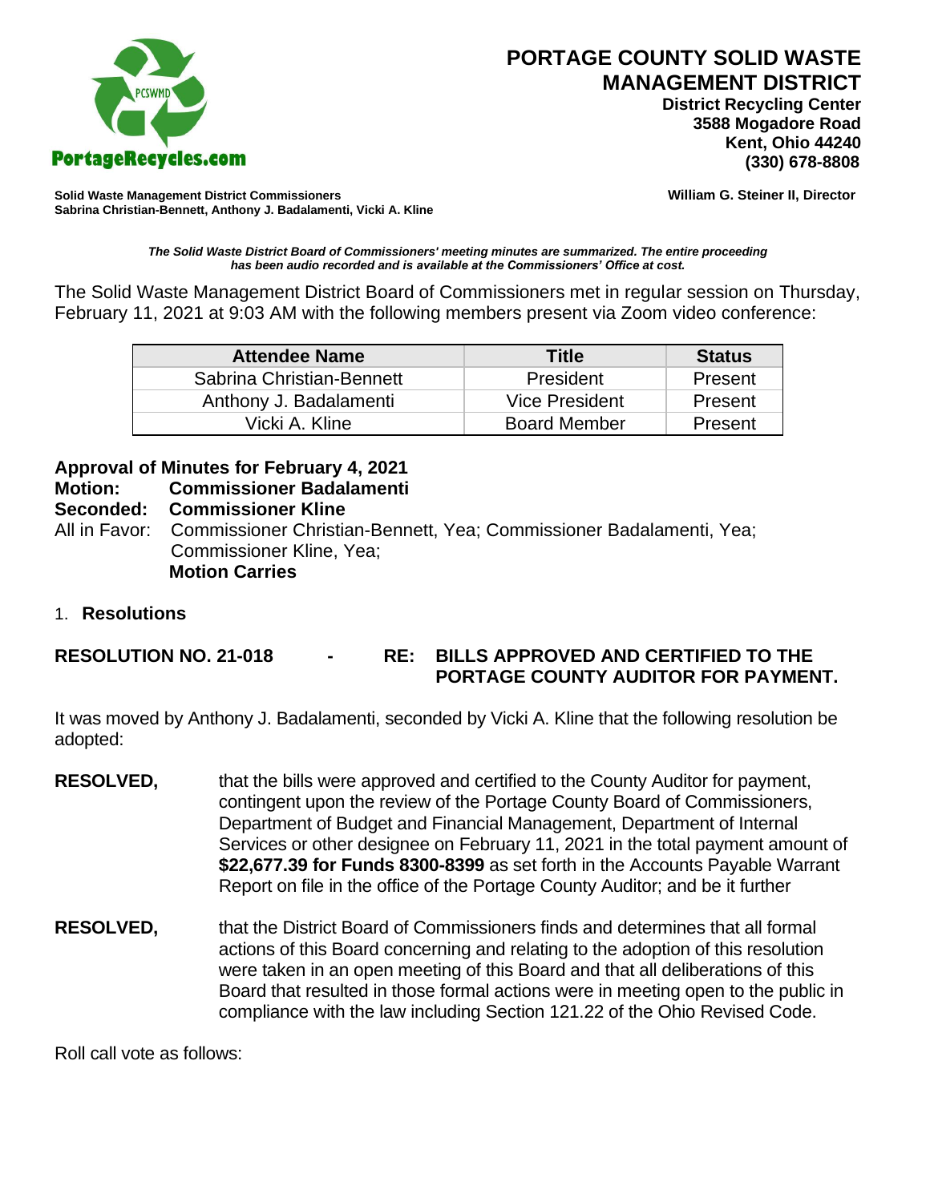# PORTAGE COUNTY SOLID WASTE MANAGEMENT DISTRICT

**District Recycling Center**
**3588 Mogadore Road**
**Kent, Ohio 44240**
**(330) 678-8808**

PortageRecycles.com

**Solid Waste Management District Commissioners**
**Sabrina Christian-Bennett, Anthony J. Badalamenti, Vicki A. Kline**

**William G. Steiner II, Director**

***The Solid Waste District Board of Commissioners' meeting minutes are summarized. The entire proceeding has been audio recorded and is available at the Commissioners' Office at cost.***

The Solid Waste Management District Board of Commissioners met in regular session on Thursday, February 11, 2021 at 9:03 AM with the following members present via Zoom video conference:

| Attendee Name | Title | Status |
|---|---|---|
| Sabrina Christian-Bennett | President | Present |
| Anthony J. Badalamenti | Vice President | Present |
| Vicki A. Kline | Board Member | Present |

**Approval of Minutes for February 4, 2021**
**Motion: Commissioner Badalamenti**
**Seconded: Commissioner Kline**
All in Favor: Commissioner Christian-Bennett, Yea; Commissioner Badalamenti, Yea; Commissioner Kline, Yea;
**Motion Carries**

1. **Resolutions**

**RESOLUTION NO. 21-018 - RE: BILLS APPROVED AND CERTIFIED TO THE PORTAGE COUNTY AUDITOR FOR PAYMENT.**

It was moved by Anthony J. Badalamenti, seconded by Vicki A. Kline that the following resolution be adopted:

**RESOLVED,** that the bills were approved and certified to the County Auditor for payment, contingent upon the review of the Portage County Board of Commissioners, Department of Budget and Financial Management, Department of Internal Services or other designee on February 11, 2021 in the total payment amount of **$22,677.39 for Funds 8300-8399** as set forth in the Accounts Payable Warrant Report on file in the office of the Portage County Auditor; and be it further

**RESOLVED,** that the District Board of Commissioners finds and determines that all formal actions of this Board concerning and relating to the adoption of this resolution were taken in an open meeting of this Board and that all deliberations of this Board that resulted in those formal actions were in meeting open to the public in compliance with the law including Section 121.22 of the Ohio Revised Code.

Roll call vote as follows: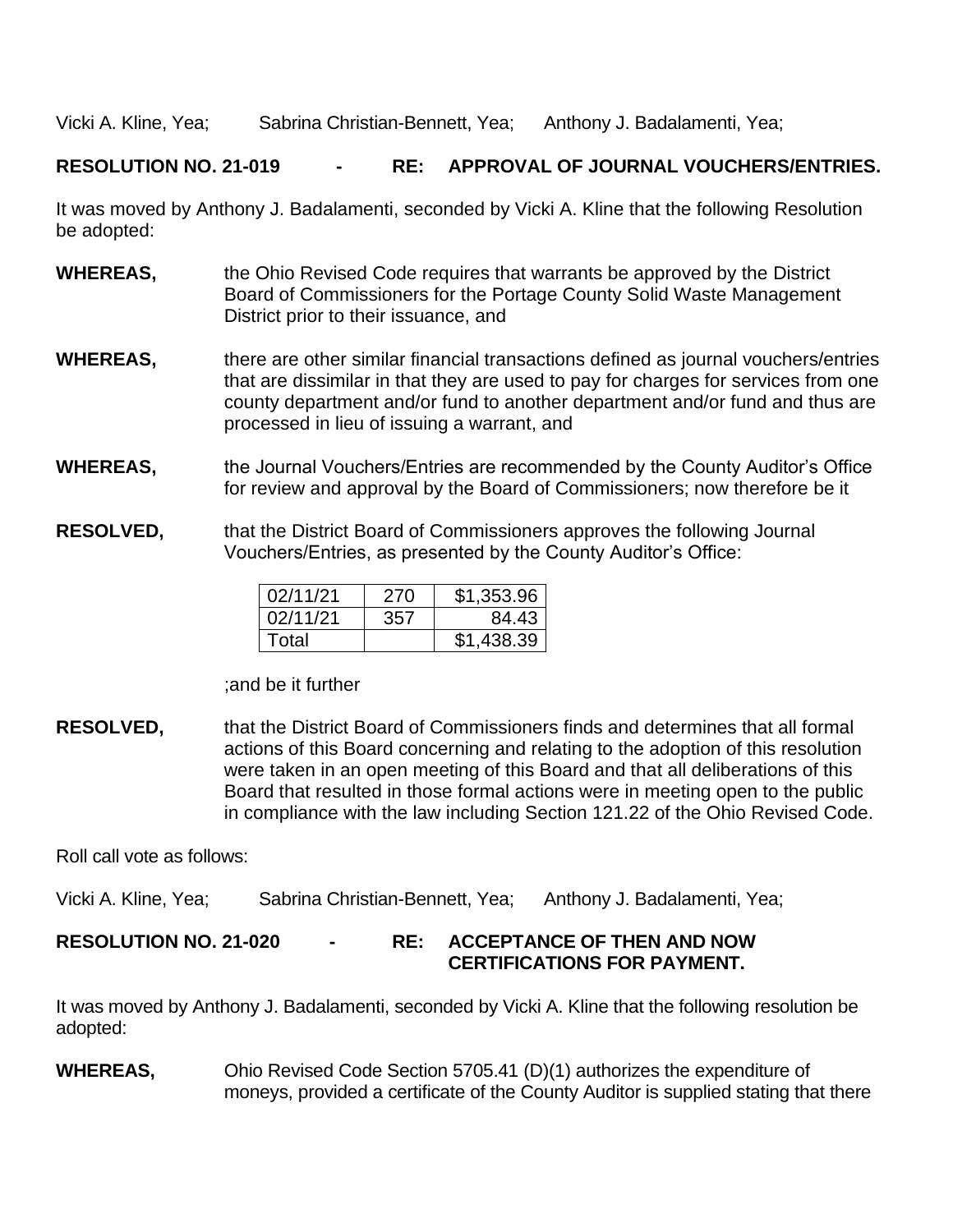Vicki A. Kline, Yea; Sabrina Christian-Bennett, Yea; Anthony J. Badalamenti, Yea;

**RESOLUTION NO. 21-019 - RE: APPROVAL OF JOURNAL VOUCHERS/ENTRIES.**

It was moved by Anthony J. Badalamenti, seconded by Vicki A. Kline that the following Resolution be adopted:

**WHEREAS,** the Ohio Revised Code requires that warrants be approved by the District Board of Commissioners for the Portage County Solid Waste Management District prior to their issuance, and

**WHEREAS,** there are other similar financial transactions defined as journal vouchers/entries that are dissimilar in that they are used to pay for charges for services from one county department and/or fund to another department and/or fund and thus are processed in lieu of issuing a warrant, and

**WHEREAS,** the Journal Vouchers/Entries are recommended by the County Auditor's Office for review and approval by the Board of Commissioners; now therefore be it

**RESOLVED,** that the District Board of Commissioners approves the following Journal Vouchers/Entries, as presented by the County Auditor's Office:

| | | |
|---|---|---|
| 02/11/21 | 270 | $1,353.96 |
| 02/11/21 | 357 | 84.43 |
| Total | | $1,438.39 |

;and be it further

**RESOLVED,** that the District Board of Commissioners finds and determines that all formal actions of this Board concerning and relating to the adoption of this resolution were taken in an open meeting of this Board and that all deliberations of this Board that resulted in those formal actions were in meeting open to the public in compliance with the law including Section 121.22 of the Ohio Revised Code.

Roll call vote as follows:

Vicki A. Kline, Yea; Sabrina Christian-Bennett, Yea; Anthony J. Badalamenti, Yea;

**RESOLUTION NO. 21-020 - RE: ACCEPTANCE OF THEN AND NOW CERTIFICATIONS FOR PAYMENT.**

It was moved by Anthony J. Badalamenti, seconded by Vicki A. Kline that the following resolution be adopted:

**WHEREAS,** Ohio Revised Code Section 5705.41 (D)(1) authorizes the expenditure of moneys, provided a certificate of the County Auditor is supplied stating that there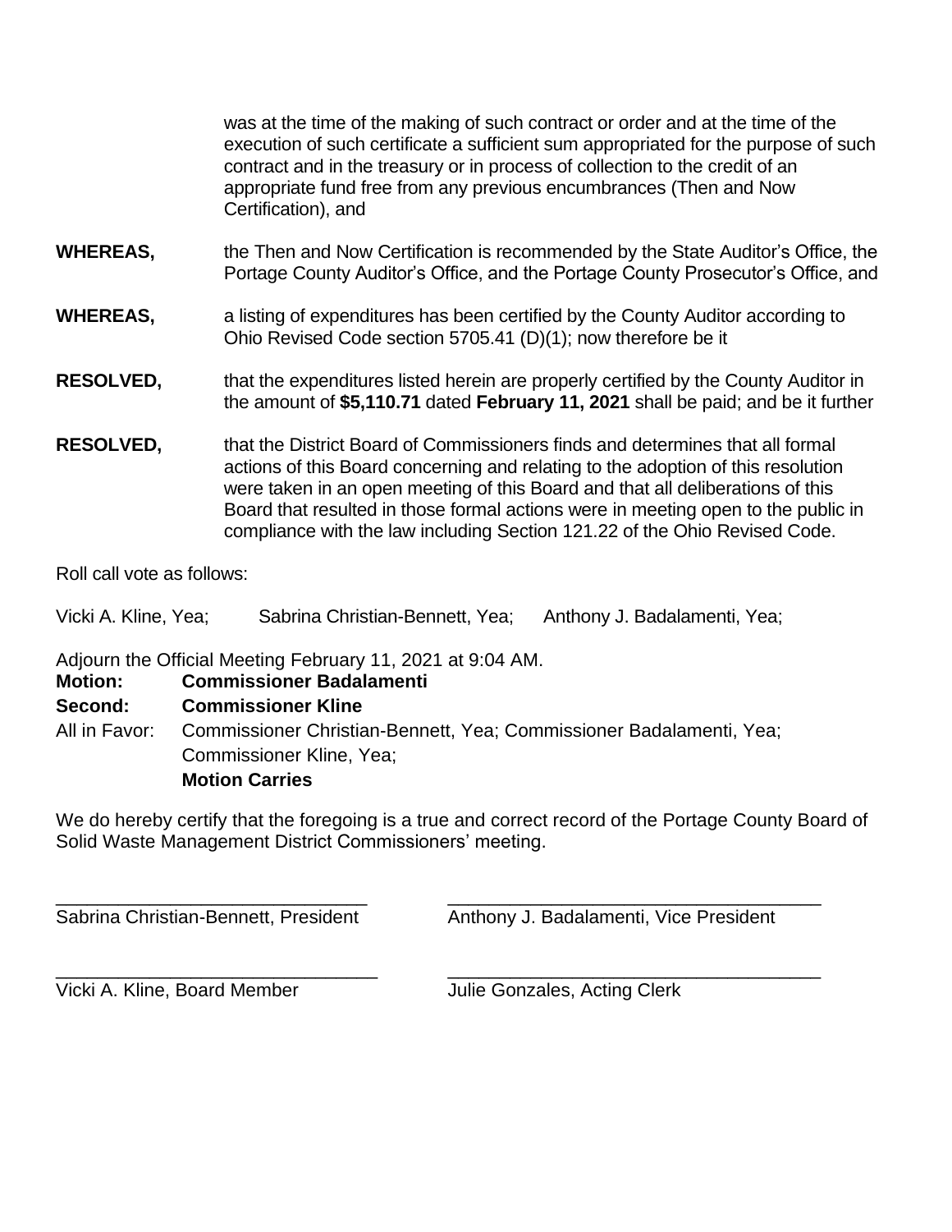was at the time of the making of such contract or order and at the time of the execution of such certificate a sufficient sum appropriated for the purpose of such contract and in the treasury or in process of collection to the credit of an appropriate fund free from any previous encumbrances (Then and Now Certification), and

**WHEREAS,** the Then and Now Certification is recommended by the State Auditor's Office, the Portage County Auditor's Office, and the Portage County Prosecutor's Office, and

**WHEREAS,** a listing of expenditures has been certified by the County Auditor according to Ohio Revised Code section 5705.41 (D)(1); now therefore be it

**RESOLVED,** that the expenditures listed herein are properly certified by the County Auditor in the amount of **$5,110.71** dated **February 11, 2021** shall be paid; and be it further

**RESOLVED,** that the District Board of Commissioners finds and determines that all formal actions of this Board concerning and relating to the adoption of this resolution were taken in an open meeting of this Board and that all deliberations of this Board that resulted in those formal actions were in meeting open to the public in compliance with the law including Section 121.22 of the Ohio Revised Code.

Roll call vote as follows:

Vicki A. Kline, Yea; Sabrina Christian-Bennett, Yea; Anthony J. Badalamenti, Yea;

Adjourn the Official Meeting February 11, 2021 at 9:04 AM.

**Motion:** **Commissioner Badalamenti**

**Second:** **Commissioner Kline**

All in Favor: Commissioner Christian-Bennett, Yea; Commissioner Badalamenti, Yea; Commissioner Kline, Yea;

**Motion Carries**

We do hereby certify that the foregoing is a true and correct record of the Portage County Board of Solid Waste Management District Commissioners' meeting.

_______________________________
Sabrina Christian-Bennett, President

_______________________________
Anthony J. Badalamenti, Vice President

_______________________________
Vicki A. Kline, Board Member

_______________________________
Julie Gonzales, Acting Clerk